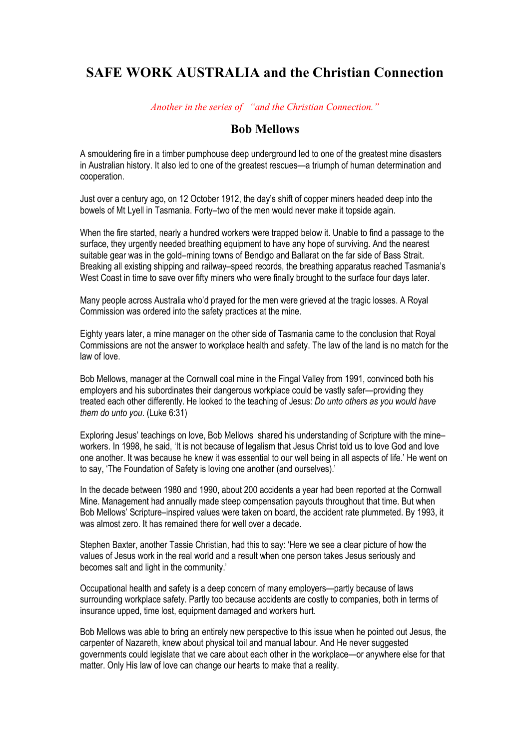# SAFE WORK AUSTRALIA and the Christian Connection

*Another in the series of "and the Christian Connection."*

## Bob Mellows

A smouldering fire in a timber pumphouse deep underground led to one of the greatest mine disasters in Australian history. It also led to one of the greatest rescues—a triumph of human determination and cooperation.

Just over a century ago, on 12 October 1912, the day's shift of copper miners headed deep into the bowels of Mt Lyell in Tasmania. Forty–two of the men would never make it topside again.

When the fire started, nearly a hundred workers were trapped below it. Unable to find a passage to the surface, they urgently needed breathing equipment to have any hope of surviving. And the nearest suitable gear was in the gold–mining towns of Bendigo and Ballarat on the far side of Bass Strait. Breaking all existing shipping and railway–speed records, the breathing apparatus reached Tasmania's West Coast in time to save over fifty miners who were finally brought to the surface four days later.

Many people across Australia who'd prayed for the men were grieved at the tragic losses. A Royal Commission was ordered into the safety practices at the mine.

Eighty years later, a mine manager on the other side of Tasmania came to the conclusion that Royal Commissions are not the answer to workplace health and safety. The law of the land is no match for the law of love.

Bob Mellows, manager at the Cornwall coal mine in the Fingal Valley from 1991, convinced both his employers and his subordinates their dangerous workplace could be vastly safer—providing they treated each other differently. He looked to the teaching of Jesus: *Do unto others as you would have them do unto you*. (Luke 6:31)

Exploring Jesus' teachings on love, Bob Mellows shared his understanding of Scripture with the mine–workers. In 1998, he said, 'It is not because of legalism that Jesus Christ told us to love God and love one another. It was because he knew it was essential to our well being in all aspects of life.' He went on to say, 'The Foundation of Safety is loving one another (and ourselves).'

In the decade between 1980 and 1990, about 200 accidents a year had been reported at the Cornwall Mine. Management had annually made steep compensation payouts throughout that time. But when Bob Mellows' Scripture–inspired values were taken on board, the accident rate plummeted. By 1993, it was almost zero. It has remained there for well over a decade.

Stephen Baxter, another Tassie Christian, had this to say: 'Here we see a clear picture of how the values of Jesus work in the real world and a result when one person takes Jesus seriously and becomes salt and light in the community.'

Occupational health and safety is a deep concern of many employers—partly because of laws surrounding workplace safety. Partly too because accidents are costly to companies, both in terms of insurance upped, time lost, equipment damaged and workers hurt.

Bob Mellows was able to bring an entirely new perspective to this issue when he pointed out Jesus, the carpenter of Nazareth, knew about physical toil and manual labour. And He never suggested governments could legislate that we care about each other in the workplace—or anywhere else for that matter. Only His law of love can change our hearts to make that a reality.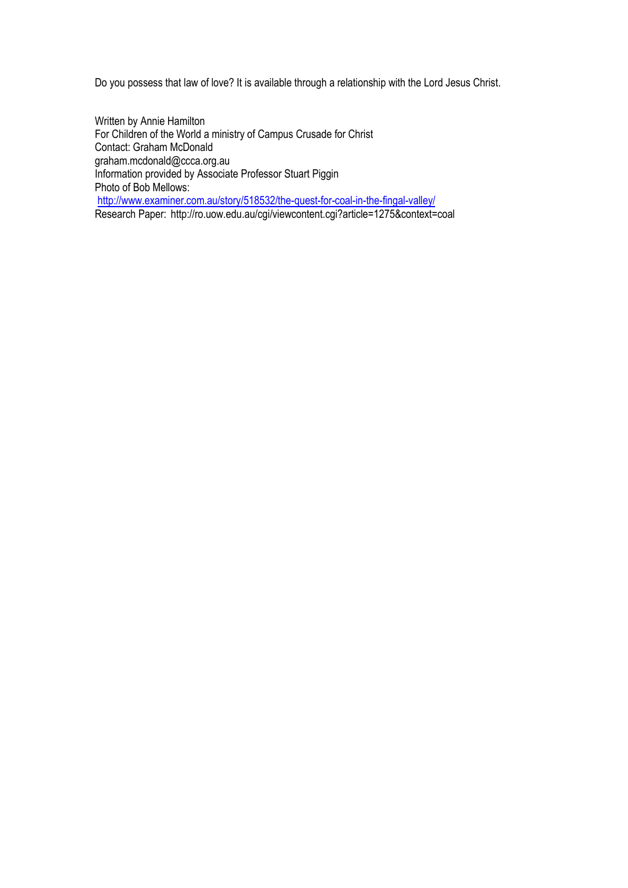Do you possess that law of love? It is available through a relationship with the Lord Jesus Christ.

Written by Annie Hamilton
For Children of the World a ministry of Campus Crusade for Christ
Contact: Graham McDonald
graham.mcdonald@ccca.org.au
Information provided by Associate Professor Stuart Piggin
Photo of Bob Mellows:
http://www.examiner.com.au/story/518532/the-quest-for-coal-in-the-fingal-valley/
Research Paper: http://ro.uow.edu.au/cgi/viewcontent.cgi?article=1275&context=coal